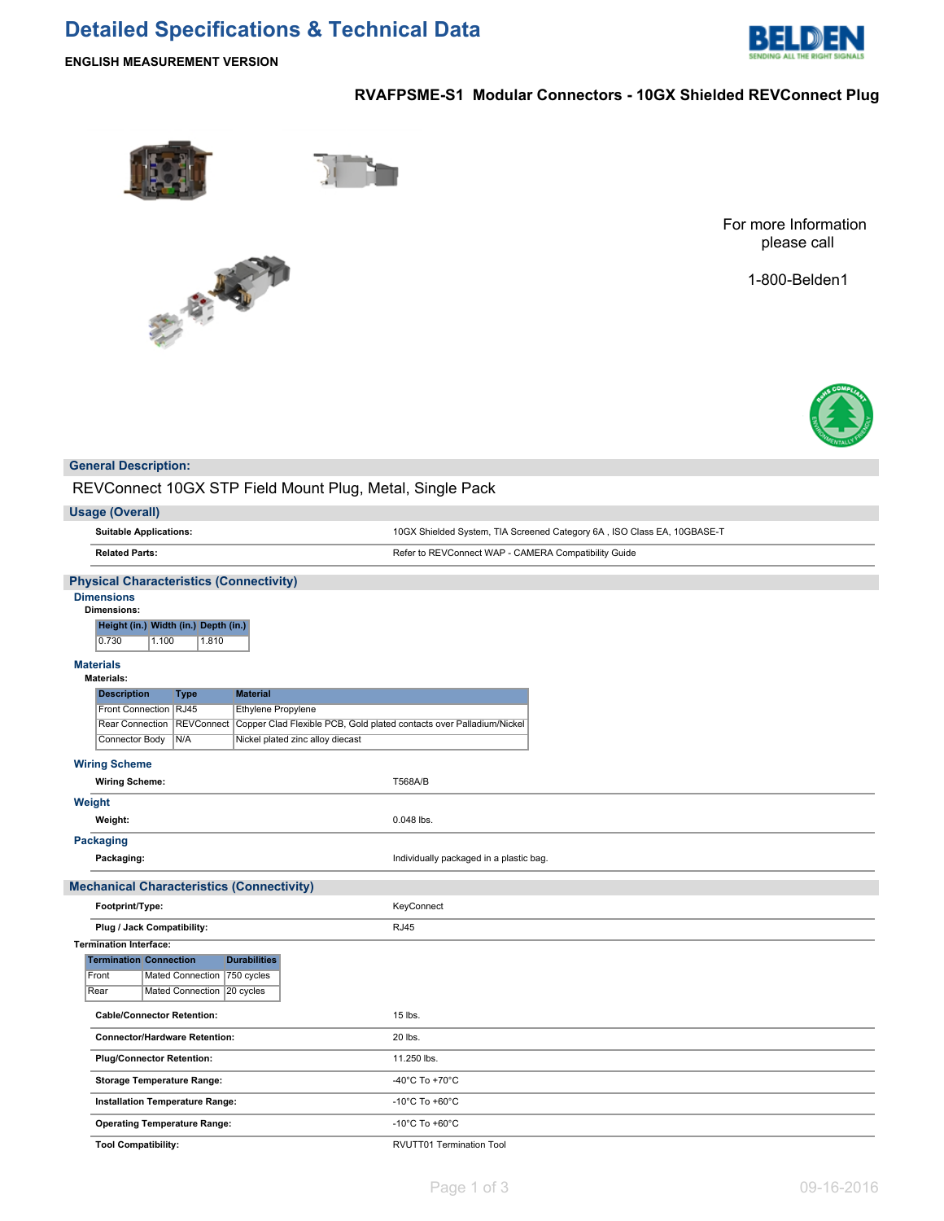# Detailed Specifications & Technical Data

**ENGLISH MEASUREMENT VERSION**

## RVAFPSME-S1 Modular Connectors - 10GX Shielded REVConnect Plug

For more Information please call

1-800-Belden1

## General Description:

REVConnect 10GX STP Field Mount Plug, Metal, Single Pack

## Usage (Overall)

| | |
|---|---|
| **Suitable Applications:** | 10GX Shielded System, TIA Screened Category 6A , ISO Class EA, 10GBASE-T |
| **Related Parts:** | Refer to REVConnect WAP - CAMERA Compatibility Guide |

## Physical Characteristics (Connectivity)

### Dimensions

**Dimensions:**

| Height (in.) | Width (in.) | Depth (in.) |
|---|---|---|
| 0.730 | 1.100 | 1.810 |

### Materials

**Materials:**

| Description | Type | Material |
|---|---|---|
| Front Connection | RJ45 | Ethylene Propylene |
| Rear Connection | REVConnect | Copper Clad Flexible PCB, Gold plated contacts over Palladium/Nickel |
| Connector Body | N/A | Nickel plated zinc alloy diecast |

### Wiring Scheme

| | |
|---|---|
| **Wiring Scheme:** | T568A/B |

### Weight

| | |
|---|---|
| **Weight:** | 0.048 lbs. |

### Packaging

| | |
|---|---|
| **Packaging:** | Individually packaged in a plastic bag. |

## Mechanical Characteristics (Connectivity)

| | |
|---|---|
| **Footprint/Type:** | KeyConnect |
| **Plug / Jack Compatibility:** | RJ45 |

**Termination Interface:**

| Termination | Connection | Durabilities |
|---|---|---|
| Front | Mated Connection | 750 cycles |
| Rear | Mated Connection | 20 cycles |

| | |
|---|---|
| **Cable/Connector Retention:** | 15 lbs. |
| **Connector/Hardware Retention:** | 20 lbs. |
| **Plug/Connector Retention:** | 11.250 lbs. |
| **Storage Temperature Range:** | -40°C To +70°C |
| **Installation Temperature Range:** | -10°C To +60°C |
| **Operating Temperature Range:** | -10°C To +60°C |
| **Tool Compatibility:** | RVUTT01 Termination Tool |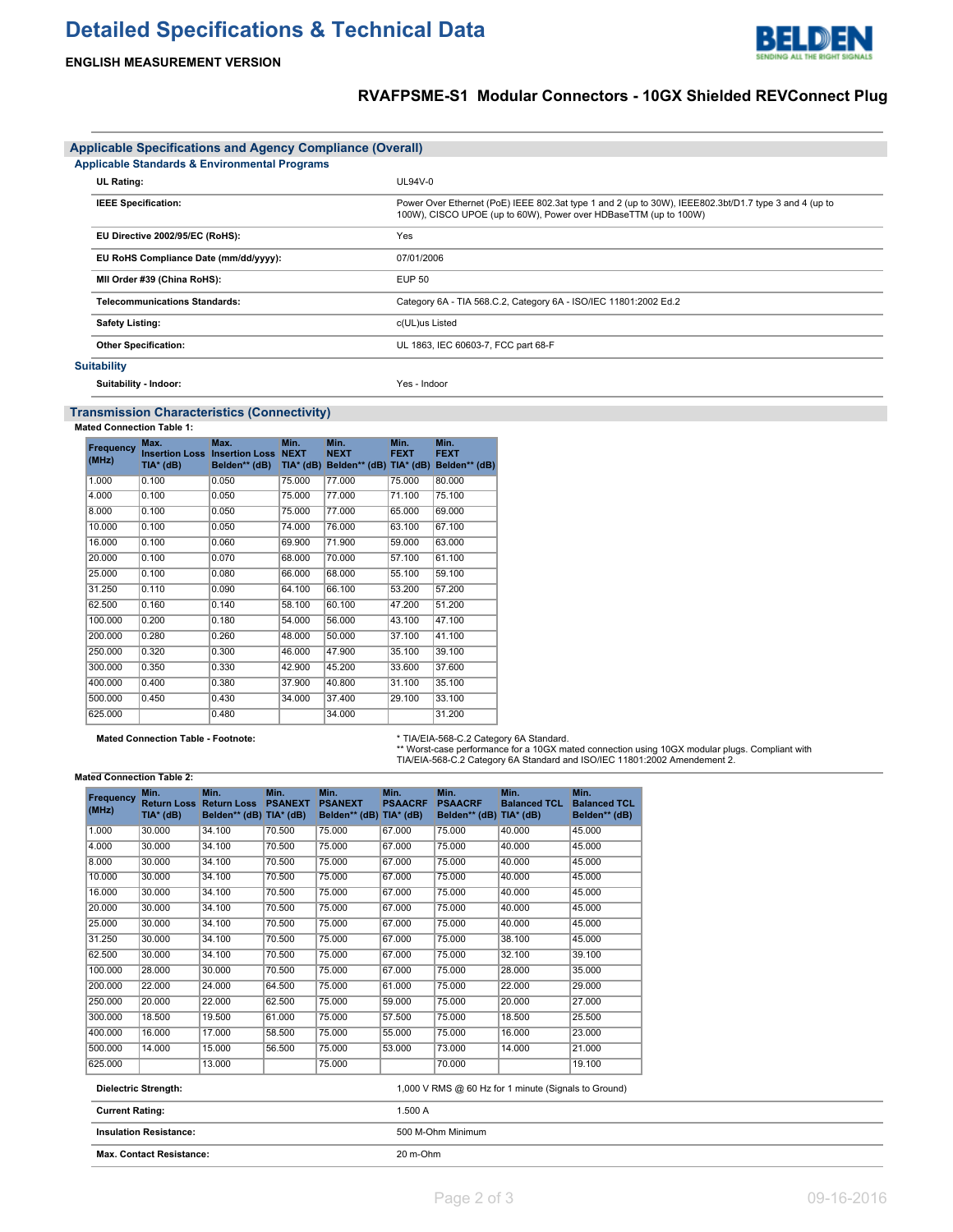# Detailed Specifications & Technical Data

**ENGLISH MEASUREMENT VERSION**

## RVAFPSME-S1 Modular Connectors - 10GX Shielded REVConnect Plug

## Applicable Specifications and Agency Compliance (Overall)

### Applicable Standards & Environmental Programs

| | |
|---|---|
| **UL Rating:** | UL94V-0 |
| **IEEE Specification:** | Power Over Ethernet (PoE) IEEE 802.3at type 1 and 2 (up to 30W), IEEE802.3bt/D1.7 type 3 and 4 (up to 100W), CISCO UPOE (up to 60W), Power over HDBaseTTM (up to 100W) |
| **EU Directive 2002/95/EC (RoHS):** | Yes |
| **EU RoHS Compliance Date (mm/dd/yyyy):** | 07/01/2006 |
| **MII Order #39 (China RoHS):** | EUP 50 |
| **Telecommunications Standards:** | Category 6A - TIA 568.C.2, Category 6A - ISO/IEC 11801:2002 Ed.2 |
| **Safety Listing:** | c(UL)us Listed |
| **Other Specification:** | UL 1863, IEC 60603-7, FCC part 68-F |

### Suitability

| | |
|---|---|
| **Suitability - Indoor:** | Yes - Indoor |

## Transmission Characteristics (Connectivity)

**Mated Connection Table 1:**

| Frequency (MHz) | Max. Insertion Loss TIA* (dB) | Max. Insertion Loss Belden** (dB) | Min. NEXT TIA* (dB) | Min. NEXT Belden** (dB) | Min. FEXT TIA* (dB) | Min. FEXT Belden** (dB) |
|---|---|---|---|---|---|---|
| 1.000 | 0.100 | 0.050 | 75.000 | 77.000 | 75.000 | 80.000 |
| 4.000 | 0.100 | 0.050 | 75.000 | 77.000 | 71.100 | 75.100 |
| 8.000 | 0.100 | 0.050 | 75.000 | 77.000 | 65.000 | 69.000 |
| 10.000 | 0.100 | 0.050 | 74.000 | 76.000 | 63.100 | 67.100 |
| 16.000 | 0.100 | 0.060 | 69.900 | 71.900 | 59.000 | 63.000 |
| 20.000 | 0.100 | 0.070 | 68.000 | 70.000 | 57.100 | 61.100 |
| 25.000 | 0.100 | 0.080 | 66.000 | 68.000 | 55.100 | 59.100 |
| 31.250 | 0.110 | 0.090 | 64.100 | 66.100 | 53.200 | 57.200 |
| 62.500 | 0.160 | 0.140 | 58.100 | 60.100 | 47.200 | 51.200 |
| 100.000 | 0.200 | 0.180 | 54.000 | 56.000 | 43.100 | 47.100 |
| 200.000 | 0.280 | 0.260 | 48.000 | 50.000 | 37.100 | 41.100 |
| 250.000 | 0.320 | 0.300 | 46.000 | 47.900 | 35.100 | 39.100 |
| 300.000 | 0.350 | 0.330 | 42.900 | 45.200 | 33.600 | 37.600 |
| 400.000 | 0.400 | 0.380 | 37.900 | 40.800 | 31.100 | 35.100 |
| 500.000 | 0.450 | 0.430 | 34.000 | 37.400 | 29.100 | 33.100 |
| 625.000 | | 0.480 | | 34.000 | | 31.200 |

**Mated Connection Table - Footnote:**

\* TIA/EIA-568-C.2 Category 6A Standard.
\*\* Worst-case performance for a 10GX mated connection using 10GX modular plugs. Compliant with TIA/EIA-568-C.2 Category 6A Standard and ISO/IEC 11801:2002 Amendement 2.

**Mated Connection Table 2:**

| Frequency (MHz) | Min. Return Loss TIA* (dB) | Min. Return Loss Belden** (dB) | Min. PSANEXT TIA* (dB) | Min. PSANEXT Belden** (dB) | Min. PSAACRF TIA* (dB) | Min. PSAACRF Belden** (dB) | Min. Balanced TCL TIA* (dB) | Min. Balanced TCL Belden** (dB) |
|---|---|---|---|---|---|---|---|---|
| 1.000 | 30.000 | 34.100 | 70.500 | 75.000 | 67.000 | 75.000 | 40.000 | 45.000 |
| 4.000 | 30.000 | 34.100 | 70.500 | 75.000 | 67.000 | 75.000 | 40.000 | 45.000 |
| 8.000 | 30.000 | 34.100 | 70.500 | 75.000 | 67.000 | 75.000 | 40.000 | 45.000 |
| 10.000 | 30.000 | 34.100 | 70.500 | 75.000 | 67.000 | 75.000 | 40.000 | 45.000 |
| 16.000 | 30.000 | 34.100 | 70.500 | 75.000 | 67.000 | 75.000 | 40.000 | 45.000 |
| 20.000 | 30.000 | 34.100 | 70.500 | 75.000 | 67.000 | 75.000 | 40.000 | 45.000 |
| 25.000 | 30.000 | 34.100 | 70.500 | 75.000 | 67.000 | 75.000 | 40.000 | 45.000 |
| 31.250 | 30.000 | 34.100 | 70.500 | 75.000 | 67.000 | 75.000 | 38.100 | 45.000 |
| 62.500 | 30.000 | 34.100 | 70.500 | 75.000 | 67.000 | 75.000 | 32.100 | 39.100 |
| 100.000 | 28.000 | 30.000 | 70.500 | 75.000 | 67.000 | 75.000 | 28.000 | 35.000 |
| 200.000 | 22.000 | 24.000 | 64.500 | 75.000 | 61.000 | 75.000 | 22.000 | 29.000 |
| 250.000 | 20.000 | 22.000 | 62.500 | 75.000 | 59.000 | 75.000 | 20.000 | 27.000 |
| 300.000 | 18.500 | 19.500 | 61.000 | 75.000 | 57.500 | 75.000 | 18.500 | 25.500 |
| 400.000 | 16.000 | 17.000 | 58.500 | 75.000 | 55.000 | 75.000 | 16.000 | 23.000 |
| 500.000 | 14.000 | 15.000 | 56.500 | 75.000 | 53.000 | 73.000 | 14.000 | 21.000 |
| 625.000 | | 13.000 | | 75.000 | | 70.000 | | 19.100 |

| | |
|---|---|
| **Dielectric Strength:** | 1,000 V RMS @ 60 Hz for 1 minute (Signals to Ground) |
| **Current Rating:** | 1.500 A |
| **Insulation Resistance:** | 500 M-Ohm Minimum |
| **Max. Contact Resistance:** | 20 m-Ohm |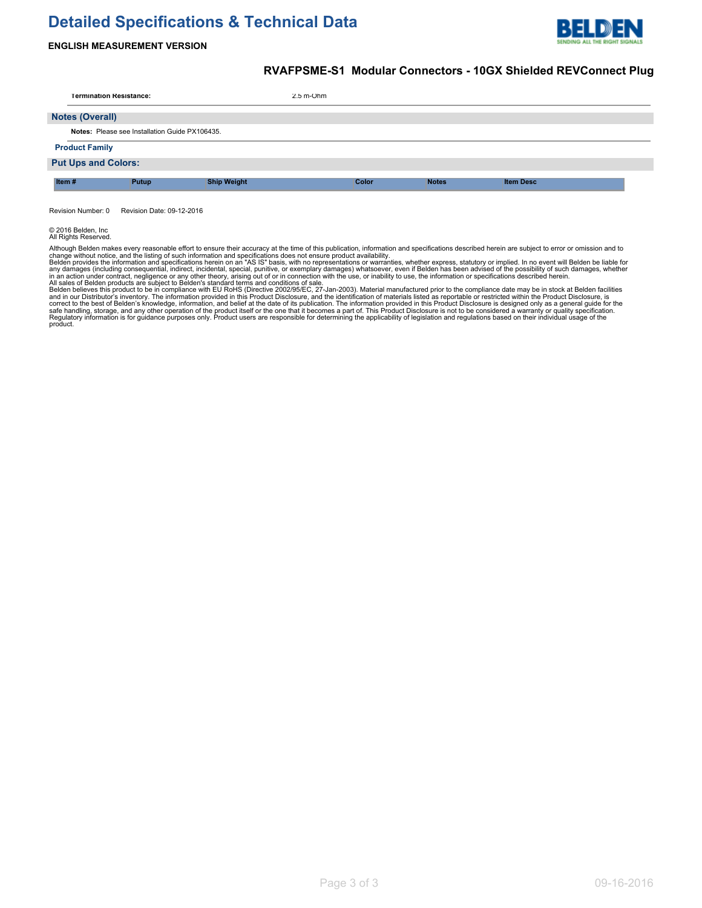| | |
|---|---|
| **Termination Resistance:** | 2.5 m-Ohm |

## Notes (Overall)

**Notes:** Please see Installation Guide PX106435.

### Product Family

## Put Ups and Colors:

| Item # | Putup | Ship Weight | Color | Notes | Item Desc |
|---|---|---|---|---|---|

Revision Number: 0 Revision Date: 09-12-2016

© 2016 Belden, Inc
All Rights Reserved.

Although Belden makes every reasonable effort to ensure their accuracy at the time of this publication, information and specifications described herein are subject to error or omission and to change without notice, and the listing of such information and specifications does not ensure product availability.
Belden provides the information and specifications herein on an "AS IS" basis, with no representations or warranties, whether express, statutory or implied. In no event will Belden be liable for any damages (including consequential, indirect, incidental, special, punitive, or exemplary damages) whatsoever, even if Belden has been advised of the possibility of such damages, whether in an action under contract, negligence or any other theory, arising out of or in connection with the use, or inability to use, the information or specifications described herein.
All sales of Belden products are subject to Belden's standard terms and conditions of sale.
Belden believes this product to be in compliance with EU RoHS (Directive 2002/95/EC, 27-Jan-2003). Material manufactured prior to the compliance date may be in stock at Belden facilities and in our Distributor's inventory. The information provided in this Product Disclosure, and the identification of materials listed as reportable or restricted within the Product Disclosure, is correct to the best of Belden's knowledge, information, and belief at the date of its publication. The information provided in this Product Disclosure is designed only as a general guide for the safe handling, storage, and any other operation of the product itself or the one that it becomes a part of. This Product Disclosure is not to be considered a warranty or quality specification. Regulatory information is for guidance purposes only. Product users are responsible for determining the applicability of legislation and regulations based on their individual usage of the product.